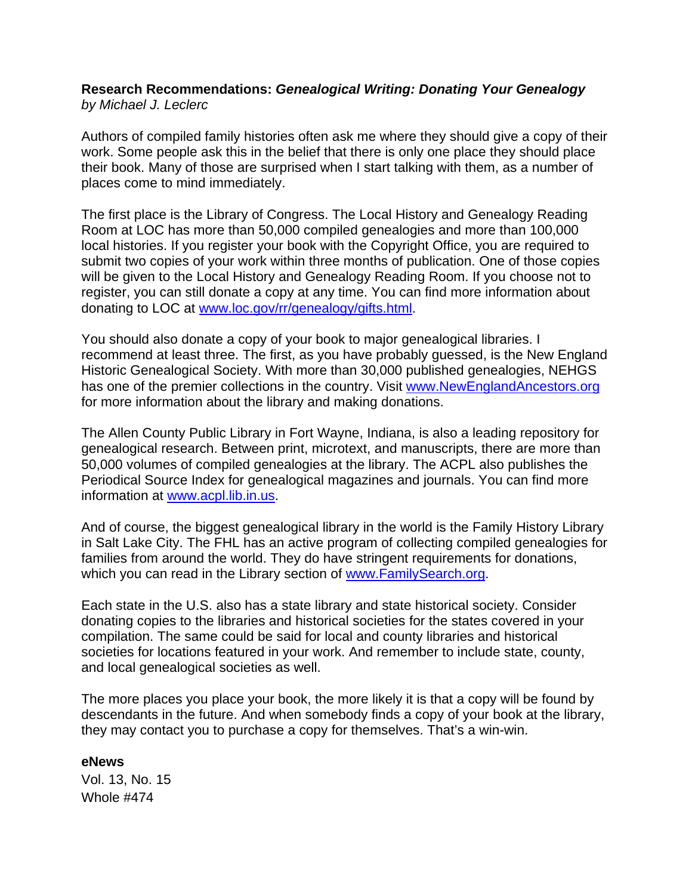**Research Recommendations: *Genealogical Writing: Donating Your Genealogy***
*by Michael J. Leclerc*

Authors of compiled family histories often ask me where they should give a copy of their work. Some people ask this in the belief that there is only one place they should place their book. Many of those are surprised when I start talking with them, as a number of places come to mind immediately.

The first place is the Library of Congress. The Local History and Genealogy Reading Room at LOC has more than 50,000 compiled genealogies and more than 100,000 local histories. If you register your book with the Copyright Office, you are required to submit two copies of your work within three months of publication. One of those copies will be given to the Local History and Genealogy Reading Room. If you choose not to register, you can still donate a copy at any time. You can find more information about donating to LOC at [www.loc.gov/rr/genealogy/gifts.html](www.loc.gov/rr/genealogy/gifts.html).

You should also donate a copy of your book to major genealogical libraries. I recommend at least three. The first, as you have probably guessed, is the New England Historic Genealogical Society. With more than 30,000 published genealogies, NEHGS has one of the premier collections in the country. Visit [www.NewEnglandAncestors.org](www.NewEnglandAncestors.org) for more information about the library and making donations.

The Allen County Public Library in Fort Wayne, Indiana, is also a leading repository for genealogical research. Between print, microtext, and manuscripts, there are more than 50,000 volumes of compiled genealogies at the library. The ACPL also publishes the Periodical Source Index for genealogical magazines and journals. You can find more information at [www.acpl.lib.in.us](www.acpl.lib.in.us).

And of course, the biggest genealogical library in the world is the Family History Library in Salt Lake City. The FHL has an active program of collecting compiled genealogies for families from around the world. They do have stringent requirements for donations, which you can read in the Library section of [www.FamilySearch.org](www.FamilySearch.org).

Each state in the U.S. also has a state library and state historical society. Consider donating copies to the libraries and historical societies for the states covered in your compilation. The same could be said for local and county libraries and historical societies for locations featured in your work. And remember to include state, county, and local genealogical societies as well.

The more places you place your book, the more likely it is that a copy will be found by descendants in the future. And when somebody finds a copy of your book at the library, they may contact you to purchase a copy for themselves. That's a win-win.

**eNews**
Vol. 13, No. 15
Whole #474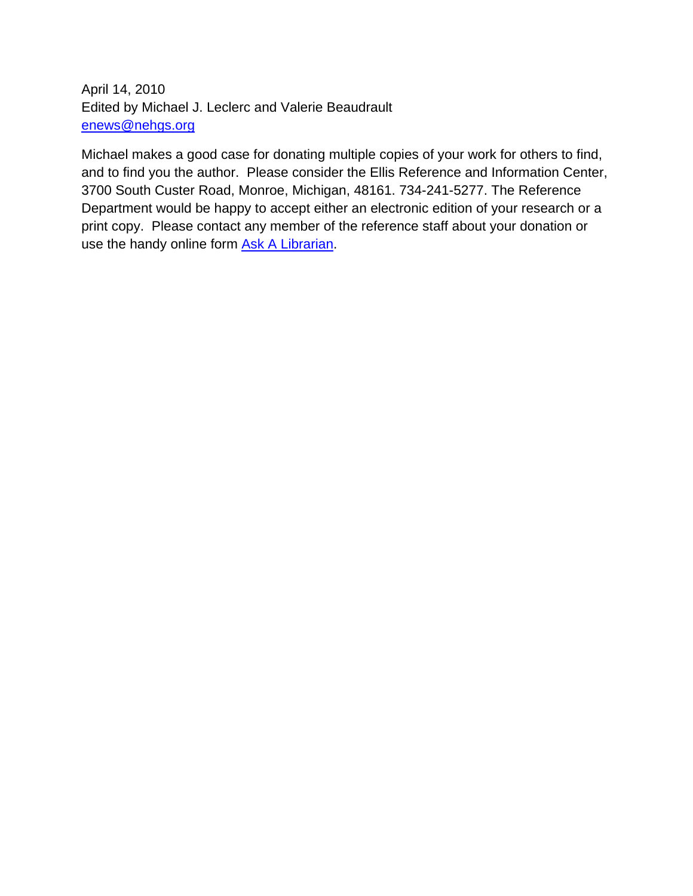April 14, 2010
Edited by Michael J. Leclerc and Valerie Beaudrault
[enews@nehgs.org](mailto:enews@nehgs.org)

Michael makes a good case for donating multiple copies of your work for others to find, and to find you the author. Please consider the Ellis Reference and Information Center, 3700 South Custer Road, Monroe, Michigan, 48161. 734-241-5277. The Reference Department would be happy to accept either an electronic edition of your research or a print copy. Please contact any member of the reference staff about your donation or use the handy online form Ask A Librarian.